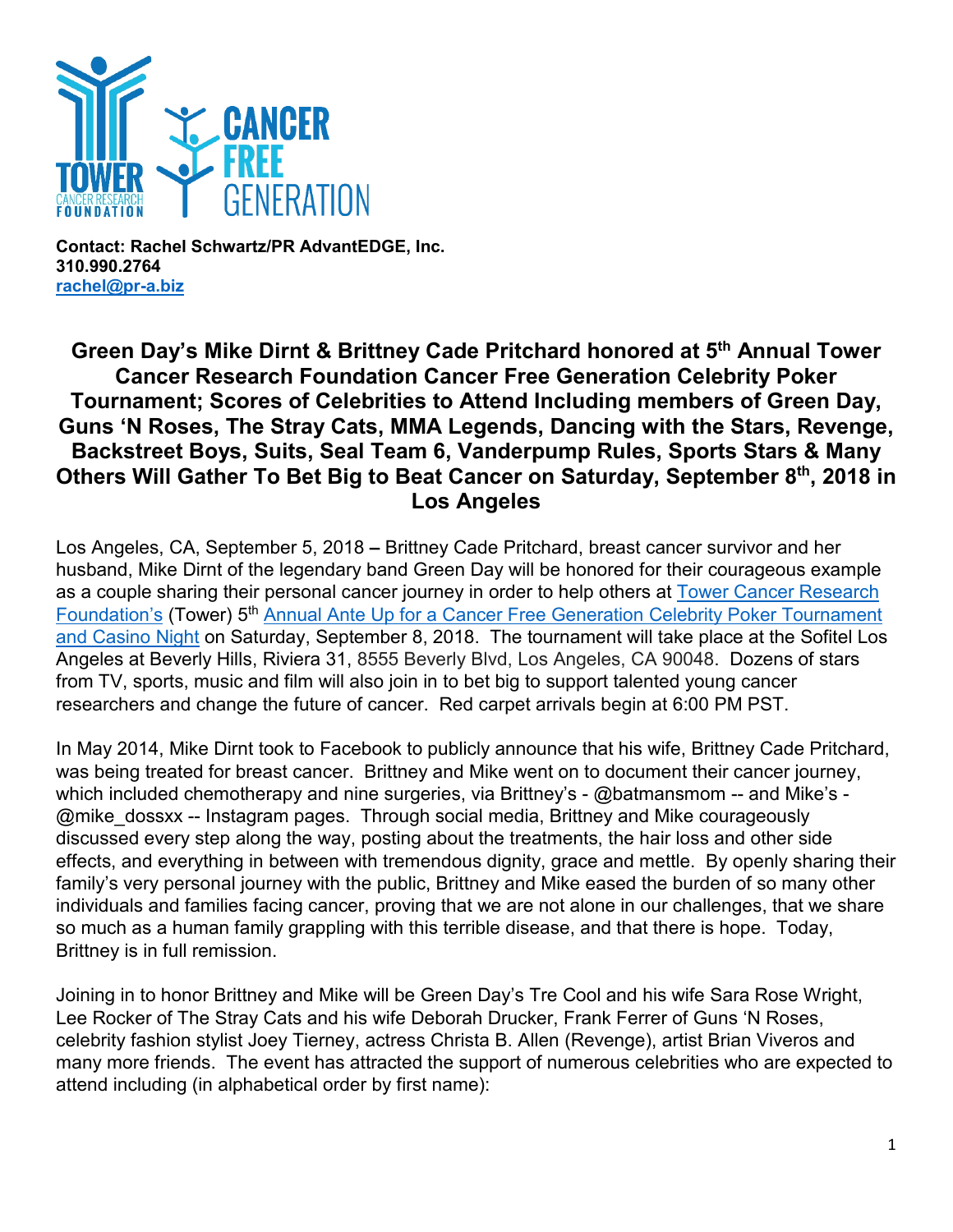**Contact: Rachel Schwartz/PR AdvantEDGE, Inc.**
**310.990.2764**
**[rachel@pr-a.biz](mailto:rachel@pr-a.biz)**

# Green Day's Mike Dirnt & Brittney Cade Pritchard honored at 5th Annual Tower Cancer Research Foundation Cancer Free Generation Celebrity Poker Tournament; Scores of Celebrities to Attend Including members of Green Day, Guns 'N Roses, The Stray Cats, MMA Legends, Dancing with the Stars, Revenge, Backstreet Boys, Suits, Seal Team 6, Vanderpump Rules, Sports Stars & Many Others Will Gather To Bet Big to Beat Cancer on Saturday, September 8th, 2018 in Los Angeles

Los Angeles, CA, September 5, 2018 **–** Brittney Cade Pritchard, breast cancer survivor and her husband, Mike Dirnt of the legendary band Green Day will be honored for their courageous example as a couple sharing their personal cancer journey in order to help others at Tower Cancer Research Foundation's (Tower) 5th Annual Ante Up for a Cancer Free Generation Celebrity Poker Tournament and Casino Night on Saturday, September 8, 2018. The tournament will take place at the Sofitel Los Angeles at Beverly Hills, Riviera 31, 8555 Beverly Blvd, Los Angeles, CA 90048. Dozens of stars from TV, sports, music and film will also join in to bet big to support talented young cancer researchers and change the future of cancer. Red carpet arrivals begin at 6:00 PM PST.

In May 2014, Mike Dirnt took to Facebook to publicly announce that his wife, Brittney Cade Pritchard, was being treated for breast cancer. Brittney and Mike went on to document their cancer journey, which included chemotherapy and nine surgeries, via Brittney's - @batmansmom -- and Mike's - @mike_dossxx -- Instagram pages. Through social media, Brittney and Mike courageously discussed every step along the way, posting about the treatments, the hair loss and other side effects, and everything in between with tremendous dignity, grace and mettle. By openly sharing their family's very personal journey with the public, Brittney and Mike eased the burden of so many other individuals and families facing cancer, proving that we are not alone in our challenges, that we share so much as a human family grappling with this terrible disease, and that there is hope. Today, Brittney is in full remission.

Joining in to honor Brittney and Mike will be Green Day's Tre Cool and his wife Sara Rose Wright, Lee Rocker of The Stray Cats and his wife Deborah Drucker, Frank Ferrer of Guns 'N Roses, celebrity fashion stylist Joey Tierney, actress Christa B. Allen (Revenge), artist Brian Viveros and many more friends. The event has attracted the support of numerous celebrities who are expected to attend including (in alphabetical order by first name):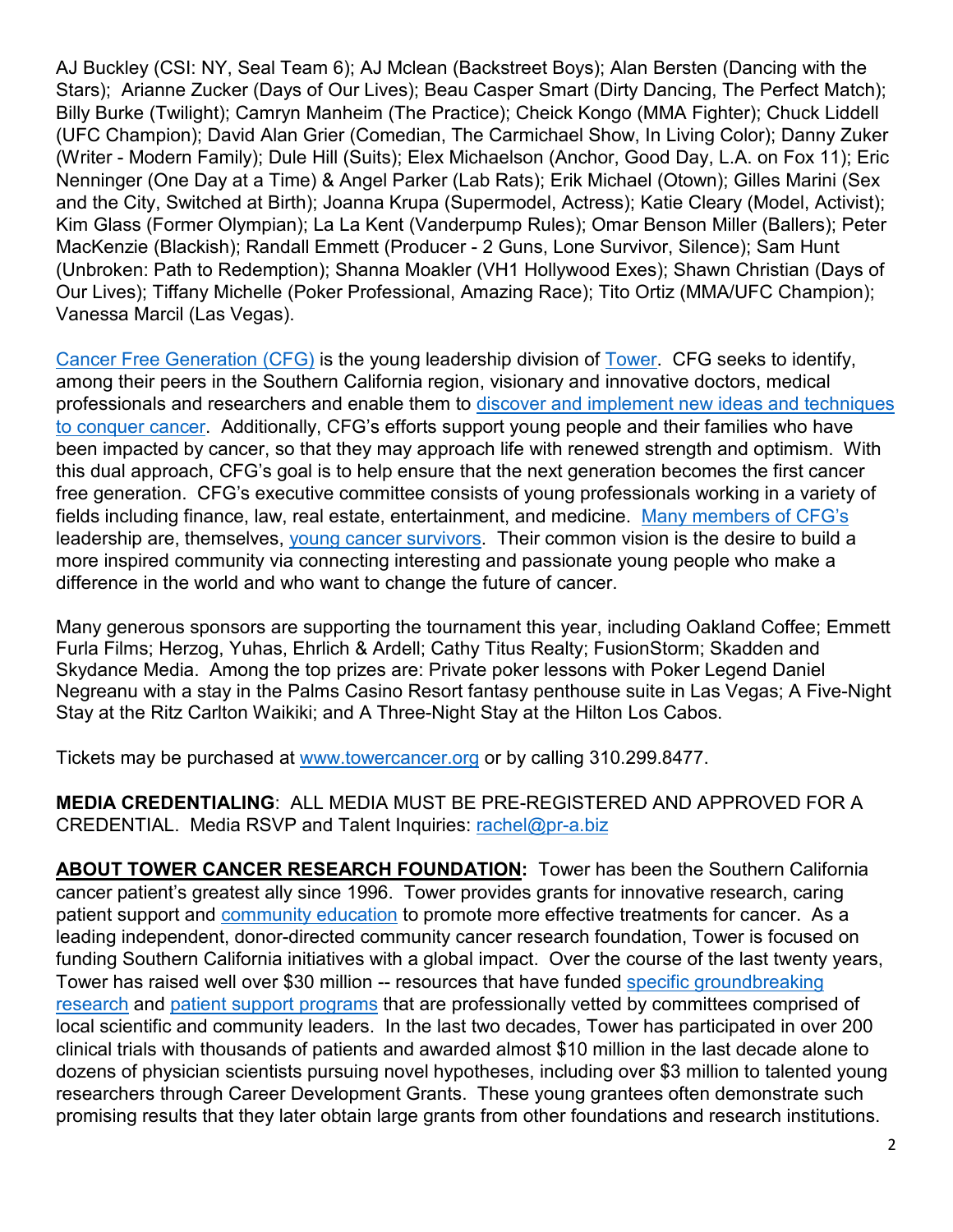AJ Buckley (CSI: NY, Seal Team 6); AJ Mclean (Backstreet Boys); Alan Bersten (Dancing with the Stars); Arianne Zucker (Days of Our Lives); Beau Casper Smart (Dirty Dancing, The Perfect Match); Billy Burke (Twilight); Camryn Manheim (The Practice); Cheick Kongo (MMA Fighter); Chuck Liddell (UFC Champion); David Alan Grier (Comedian, The Carmichael Show, In Living Color); Danny Zuker (Writer - Modern Family); Dule Hill (Suits); Elex Michaelson (Anchor, Good Day, L.A. on Fox 11); Eric Nenninger (One Day at a Time) & Angel Parker (Lab Rats); Erik Michael (Otown); Gilles Marini (Sex and the City, Switched at Birth); Joanna Krupa (Supermodel, Actress); Katie Cleary (Model, Activist); Kim Glass (Former Olympian); La La Kent (Vanderpump Rules); Omar Benson Miller (Ballers); Peter MacKenzie (Blackish); Randall Emmett (Producer - 2 Guns, Lone Survivor, Silence); Sam Hunt (Unbroken: Path to Redemption); Shanna Moakler (VH1 Hollywood Exes); Shawn Christian (Days of Our Lives); Tiffany Michelle (Poker Professional, Amazing Race); Tito Ortiz (MMA/UFC Champion); Vanessa Marcil (Las Vegas).

Cancer Free Generation (CFG) is the young leadership division of Tower. CFG seeks to identify, among their peers in the Southern California region, visionary and innovative doctors, medical professionals and researchers and enable them to discover and implement new ideas and techniques to conquer cancer. Additionally, CFG's efforts support young people and their families who have been impacted by cancer, so that they may approach life with renewed strength and optimism. With this dual approach, CFG's goal is to help ensure that the next generation becomes the first cancer free generation. CFG's executive committee consists of young professionals working in a variety of fields including finance, law, real estate, entertainment, and medicine. Many members of CFG's leadership are, themselves, young cancer survivors. Their common vision is the desire to build a more inspired community via connecting interesting and passionate young people who make a difference in the world and who want to change the future of cancer.

Many generous sponsors are supporting the tournament this year, including Oakland Coffee; Emmett Furla Films; Herzog, Yuhas, Ehrlich & Ardell; Cathy Titus Realty; FusionStorm; Skadden and Skydance Media. Among the top prizes are: Private poker lessons with Poker Legend Daniel Negreanu with a stay in the Palms Casino Resort fantasy penthouse suite in Las Vegas; A Five-Night Stay at the Ritz Carlton Waikiki; and A Three-Night Stay at the Hilton Los Cabos.

Tickets may be purchased at www.towercancer.org or by calling 310.299.8477.

**MEDIA CREDENTIALING**: ALL MEDIA MUST BE PRE-REGISTERED AND APPROVED FOR A CREDENTIAL. Media RSVP and Talent Inquiries: rachel@pr-a.biz

**ABOUT TOWER CANCER RESEARCH FOUNDATION:** Tower has been the Southern California cancer patient's greatest ally since 1996. Tower provides grants for innovative research, caring patient support and community education to promote more effective treatments for cancer. As a leading independent, donor-directed community cancer research foundation, Tower is focused on funding Southern California initiatives with a global impact. Over the course of the last twenty years, Tower has raised well over $30 million -- resources that have funded specific groundbreaking research and patient support programs that are professionally vetted by committees comprised of local scientific and community leaders. In the last two decades, Tower has participated in over 200 clinical trials with thousands of patients and awarded almost $10 million in the last decade alone to dozens of physician scientists pursuing novel hypotheses, including over $3 million to talented young researchers through Career Development Grants. These young grantees often demonstrate such promising results that they later obtain large grants from other foundations and research institutions.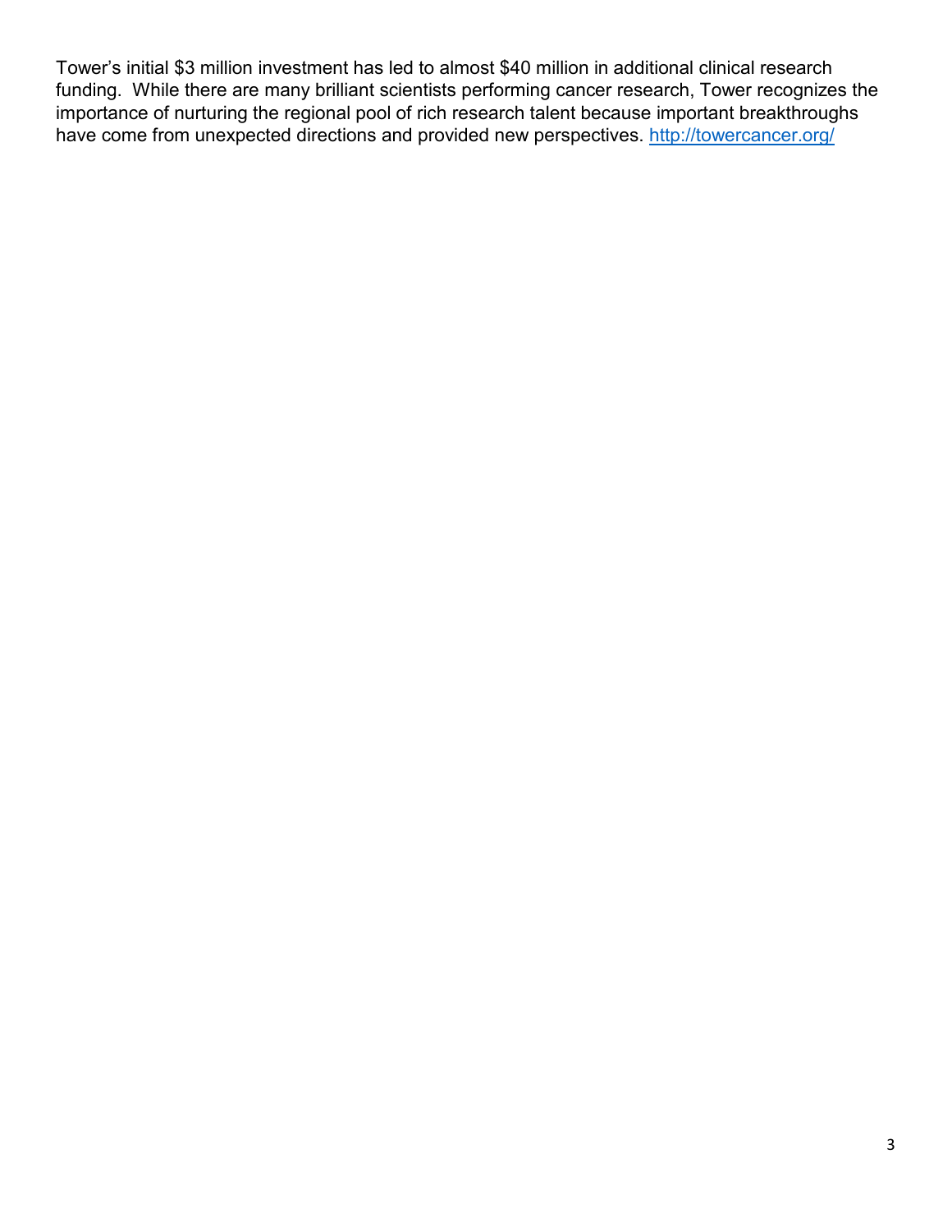Tower's initial $3 million investment has led to almost $40 million in additional clinical research funding. While there are many brilliant scientists performing cancer research, Tower recognizes the importance of nurturing the regional pool of rich research talent because important breakthroughs have come from unexpected directions and provided new perspectives. http://towercancer.org/